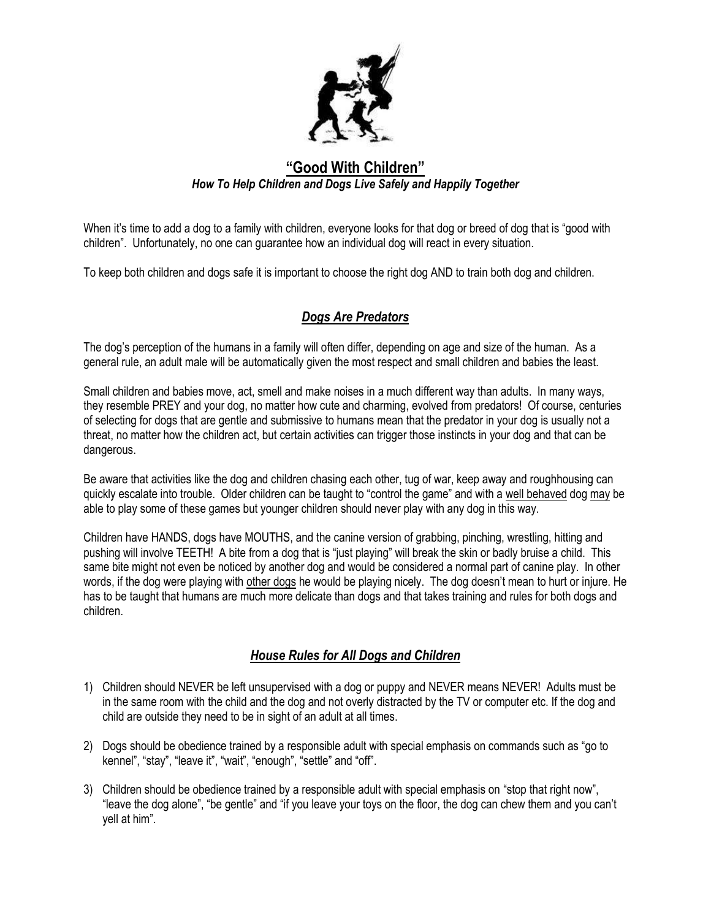# “Good With Children”

***How To Help Children and Dogs Live Safely and Happily Together***

When it’s time to add a dog to a family with children, everyone looks for that dog or breed of dog that is “good with children”. Unfortunately, no one can guarantee how an individual dog will react in every situation.

To keep both children and dogs safe it is important to choose the right dog AND to train both dog and children.

## *Dogs Are Predators*

The dog’s perception of the humans in a family will often differ, depending on age and size of the human. As a general rule, an adult male will be automatically given the most respect and small children and babies the least.

Small children and babies move, act, smell and make noises in a much different way than adults. In many ways, they resemble PREY and your dog, no matter how cute and charming, evolved from predators! Of course, centuries of selecting for dogs that are gentle and submissive to humans mean that the predator in your dog is usually not a threat, no matter how the children act, but certain activities can trigger those instincts in your dog and that can be dangerous.

Be aware that activities like the dog and children chasing each other, tug of war, keep away and roughhousing can quickly escalate into trouble. Older children can be taught to “control the game” and with a well behaved dog may be able to play some of these games but younger children should never play with any dog in this way.

Children have HANDS, dogs have MOUTHS, and the canine version of grabbing, pinching, wrestling, hitting and pushing will involve TEETH! A bite from a dog that is “just playing” will break the skin or badly bruise a child. This same bite might not even be noticed by another dog and would be considered a normal part of canine play. In other words, if the dog were playing with other dogs he would be playing nicely. The dog doesn’t mean to hurt or injure. He has to be taught that humans are much more delicate than dogs and that takes training and rules for both dogs and children.

## *House Rules for All Dogs and Children*

1) Children should NEVER be left unsupervised with a dog or puppy and NEVER means NEVER! Adults must be in the same room with the child and the dog and not overly distracted by the TV or computer etc. If the dog and child are outside they need to be in sight of an adult at all times.

2) Dogs should be obedience trained by a responsible adult with special emphasis on commands such as “go to kennel”, “stay”, “leave it”, “wait”, “enough”, “settle” and “off”.

3) Children should be obedience trained by a responsible adult with special emphasis on “stop that right now”, “leave the dog alone”, “be gentle” and “if you leave your toys on the floor, the dog can chew them and you can’t yell at him”.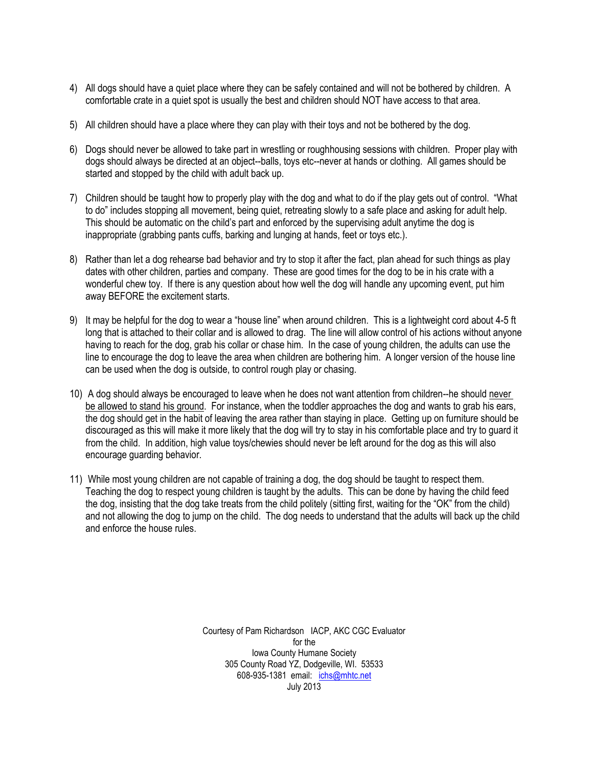4) All dogs should have a quiet place where they can be safely contained and will not be bothered by children. A comfortable crate in a quiet spot is usually the best and children should NOT have access to that area.

5) All children should have a place where they can play with their toys and not be bothered by the dog.

6) Dogs should never be allowed to take part in wrestling or roughhousing sessions with children. Proper play with dogs should always be directed at an object--balls, toys etc--never at hands or clothing. All games should be started and stopped by the child with adult back up.

7) Children should be taught how to properly play with the dog and what to do if the play gets out of control. "What to do" includes stopping all movement, being quiet, retreating slowly to a safe place and asking for adult help. This should be automatic on the child's part and enforced by the supervising adult anytime the dog is inappropriate (grabbing pants cuffs, barking and lunging at hands, feet or toys etc.).

8) Rather than let a dog rehearse bad behavior and try to stop it after the fact, plan ahead for such things as play dates with other children, parties and company. These are good times for the dog to be in his crate with a wonderful chew toy. If there is any question about how well the dog will handle any upcoming event, put him away BEFORE the excitement starts.

9) It may be helpful for the dog to wear a "house line" when around children. This is a lightweight cord about 4-5 ft long that is attached to their collar and is allowed to drag. The line will allow control of his actions without anyone having to reach for the dog, grab his collar or chase him. In the case of young children, the adults can use the line to encourage the dog to leave the area when children are bothering him. A longer version of the house line can be used when the dog is outside, to control rough play or chasing.

10) A dog should always be encouraged to leave when he does not want attention from children--he should <u>never be allowed to stand his ground</u>. For instance, when the toddler approaches the dog and wants to grab his ears, the dog should get in the habit of leaving the area rather than staying in place. Getting up on furniture should be discouraged as this will make it more likely that the dog will try to stay in his comfortable place and try to guard it from the child. In addition, high value toys/chewies should never be left around for the dog as this will also encourage guarding behavior.

11) While most young children are not capable of training a dog, the dog should be taught to respect them. Teaching the dog to respect young children is taught by the adults. This can be done by having the child feed the dog, insisting that the dog take treats from the child politely (sitting first, waiting for the "OK" from the child) and not allowing the dog to jump on the child. The dog needs to understand that the adults will back up the child and enforce the house rules.

Courtesy of Pam Richardson IACP, AKC CGC Evaluator
for the
Iowa County Humane Society
305 County Road YZ, Dodgeville, WI. 53533
608-935-1381 email: ichs@mhtc.net
July 2013